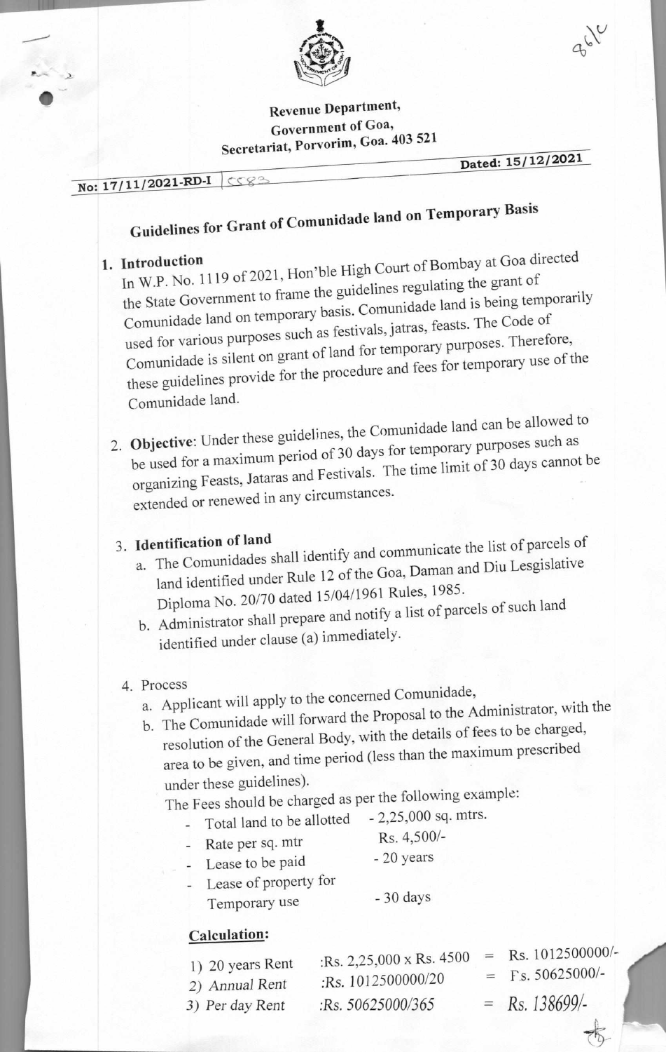**Revenue Department,**
**Government of Goa,**
**Secretariat, Porvorim, Goa. 403 521**

**No: 17/11/2021-RD-I** 

**Dated: 15/12/2021**

# Guidelines for Grant of Comunidade land on Temporary Basis

1. **Introduction**
   In W.P. No. 1119 of 2021, Hon'ble High Court of Bombay at Goa directed the State Government to frame the guidelines regulating the grant of Comunidade land on temporary basis. Comunidade land is being temporarily used for various purposes such as festivals, jatras, feasts. The Code of Comunidade is silent on grant of land for temporary purposes. Therefore, these guidelines provide for the procedure and fees for temporary use of the Comunidade land.

2. **Objective**: Under these guidelines, the Comunidade land can be allowed to be used for a maximum period of 30 days for temporary purposes such as organizing Feasts, Jataras and Festivals. The time limit of 30 days cannot be extended or renewed in any circumstances.

3. **Identification of land**
   a. The Comunidades shall identify and communicate the list of parcels of land identified under Rule 12 of the Goa, Daman and Diu Lesgislative Diploma No. 20/70 dated 15/04/1961 Rules, 1985.
   b. Administrator shall prepare and notify a list of parcels of such land identified under clause (a) immediately.

4. Process
   a. Applicant will apply to the concerned Comunidade,
   b. The Comunidade will forward the Proposal to the Administrator, with the resolution of the General Body, with the details of fees to be charged, area to be given, and time period (less than the maximum prescribed under these guidelines).

   The Fees should be charged as per the following example:
   - Total land to be allotted - 2,25,000 sq. mtrs.
   - Rate per sq. mtr Rs. 4,500/-
   - Lease to be paid - 20 years
   - Lease of property for Temporary use - 30 days

   **Calculation:**

   1) 20 years Rent :Rs. 2,25,000 x Rs. 4500 = Rs. 1012500000/-
   2) Annual Rent :Rs. 1012500000/20 = Rs. 50625000/-
   3) Per day Rent :Rs. 50625000/365 = Rs. 138699/-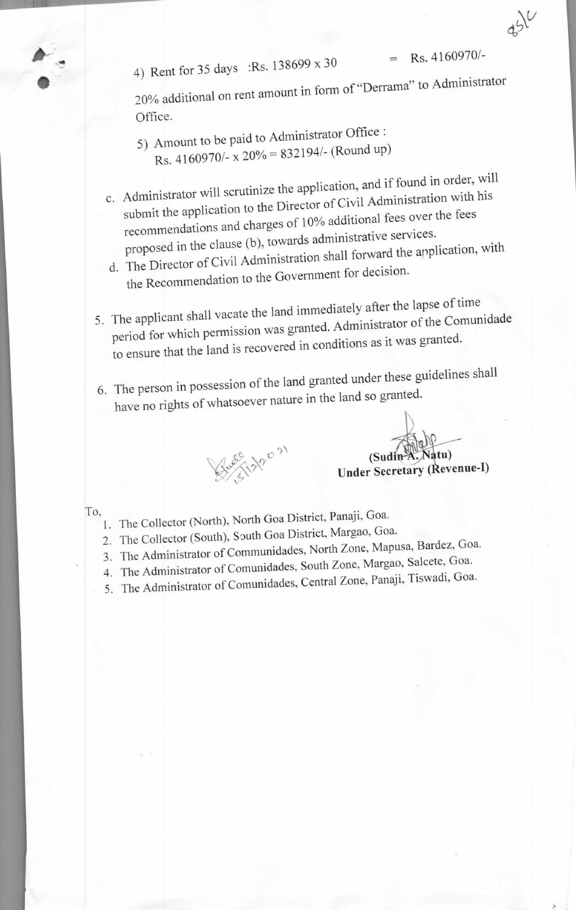4) Rent for 35 days :Rs. 138699 x 30 = Rs. 4160970/-

20% additional on rent amount in form of "Derrama" to Administrator Office.

5) Amount to be paid to Administrator Office :
Rs. 4160970/- x 20% = 832194/- (Round up)

c. Administrator will scrutinize the application, and if found in order, will submit the application to the Director of Civil Administration with his recommendations and charges of 10% additional fees over the fees proposed in the clause (b), towards administrative services.

d. The Director of Civil Administration shall forward the application, with the Recommendation to the Government for decision.

5. The applicant shall vacate the land immediately after the lapse of time period for which permission was granted. Administrator of the Comunidade to ensure that the land is recovered in conditions as it was granted.

6. The person in possession of the land granted under these guidelines shall have no rights of whatsoever nature in the land so granted.

**(Sudin A. Natu)**
**Under Secretary (Revenue-I)**

To,

1. The Collector (North), North Goa District, Panaji, Goa.
2. The Collector (South), South Goa District, Margao, Goa.
3. The Administrator of Communidades, North Zone, Mapusa, Bardez, Goa.
4. The Administrator of Comunidades, South Zone, Margao, Salcete, Goa.
5. The Administrator of Comunidades, Central Zone, Panaji, Tiswadi, Goa.